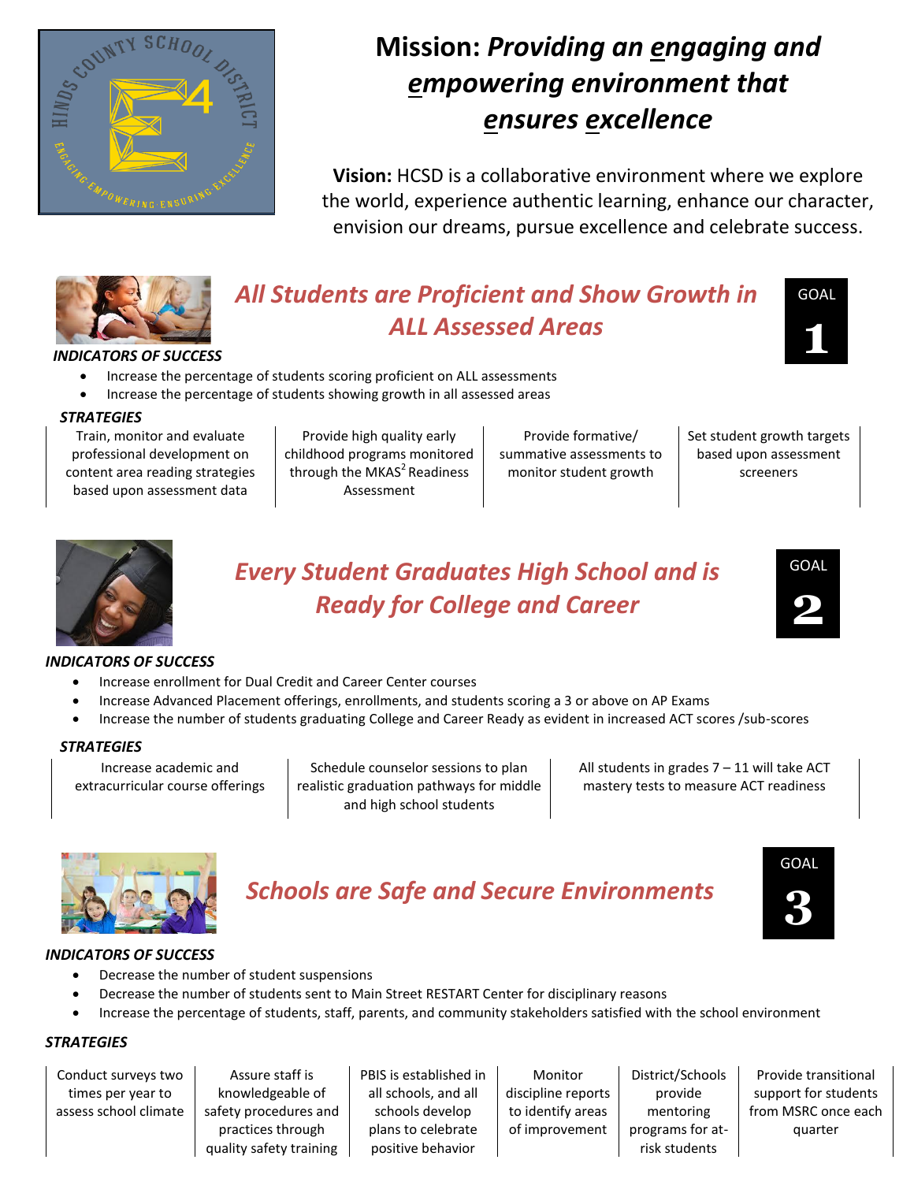# Mission: *Providing an engaging and empowering environment that ensures excellence*

**Vision:** HCSD is a collaborative environment where we explore the world, experience authentic learning, enhance our character, envision our dreams, pursue excellence and celebrate success.

## GOAL 1: *All Students are Proficient and Show Growth in ALL Assessed Areas*

***INDICATORS OF SUCCESS***

- Increase the percentage of students scoring proficient on ALL assessments
- Increase the percentage of students showing growth in all assessed areas

***STRATEGIES***

| Train, monitor and evaluate professional development on content area reading strategies based upon assessment data | Provide high quality early childhood programs monitored through the $MKAS^2$ Readiness Assessment | Provide formative/ summative assessments to monitor student growth | Set student growth targets based upon assessment screeners |
|---|---|---|---|

## GOAL 2: *Every Student Graduates High School and is Ready for College and Career*

***INDICATORS OF SUCCESS***

- Increase enrollment for Dual Credit and Career Center courses
- Increase Advanced Placement offerings, enrollments, and students scoring a 3 or above on AP Exams
- Increase the number of students graduating College and Career Ready as evident in increased ACT scores /sub-scores

***STRATEGIES***

| Increase academic and extracurricular course offerings | Schedule counselor sessions to plan realistic graduation pathways for middle and high school students | All students in grades 7 – 11 will take ACT mastery tests to measure ACT readiness |
|---|---|---|

## GOAL 3: *Schools are Safe and Secure Environments*

***INDICATORS OF SUCCESS***

- Decrease the number of student suspensions
- Decrease the number of students sent to Main Street RESTART Center for disciplinary reasons
- Increase the percentage of students, staff, parents, and community stakeholders satisfied with the school environment

***STRATEGIES***

| Conduct surveys two times per year to assess school climate | Assure staff is knowledgeable of safety procedures and practices through quality safety training | PBIS is established in all schools, and all schools develop plans to celebrate positive behavior | Monitor discipline reports to identify areas of improvement | District/Schools provide mentoring programs for at-risk students | Provide transitional support for students from MSRC once each quarter |
|---|---|---|---|---|---|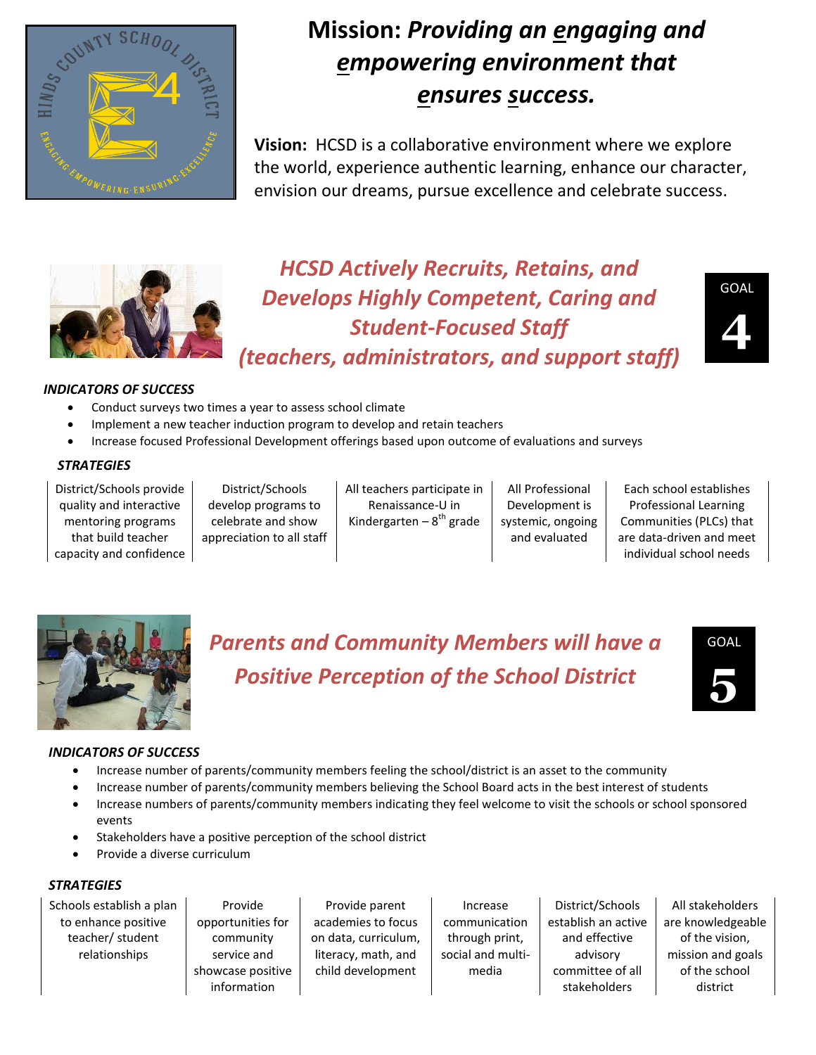# Mission: *Providing an engaging and empowering environment that ensures success.*

**Vision:** HCSD is a collaborative environment where we explore the world, experience authentic learning, enhance our character, envision our dreams, pursue excellence and celebrate success.

## *HCSD Actively Recruits, Retains, and Develops Highly Competent, Caring and Student-Focused Staff (teachers, administrators, and support staff)*

GOAL **4**

***INDICATORS OF SUCCESS***

- Conduct surveys two times a year to assess school climate
- Implement a new teacher induction program to develop and retain teachers
- Increase focused Professional Development offerings based upon outcome of evaluations and surveys

***STRATEGIES***

| | | | | |
|---|---|---|---|---|
| District/Schools provide quality and interactive mentoring programs that build teacher capacity and confidence | District/Schools develop programs to celebrate and show appreciation to all staff | All teachers participate in Renaissance-U in Kindergarten – 8th grade | All Professional Development is systemic, ongoing and evaluated | Each school establishes Professional Learning Communities (PLCs) that are data-driven and meet individual school needs |

## *Parents and Community Members will have a Positive Perception of the School District*

GOAL **5**

***INDICATORS OF SUCCESS***

- Increase number of parents/community members feeling the school/district is an asset to the community
- Increase number of parents/community members believing the School Board acts in the best interest of students
- Increase numbers of parents/community members indicating they feel welcome to visit the schools or school sponsored events
- Stakeholders have a positive perception of the school district
- Provide a diverse curriculum

***STRATEGIES***

| | | | | | |
|---|---|---|---|---|---|
| Schools establish a plan to enhance positive teacher/ student relationships | Provide opportunities for community service and showcase positive information | Provide parent academies to focus on data, curriculum, literacy, math, and child development | Increase communication through print, social and multi-media | District/Schools establish an active and effective advisory committee of all stakeholders | All stakeholders are knowledgeable of the vision, mission and goals of the school district |